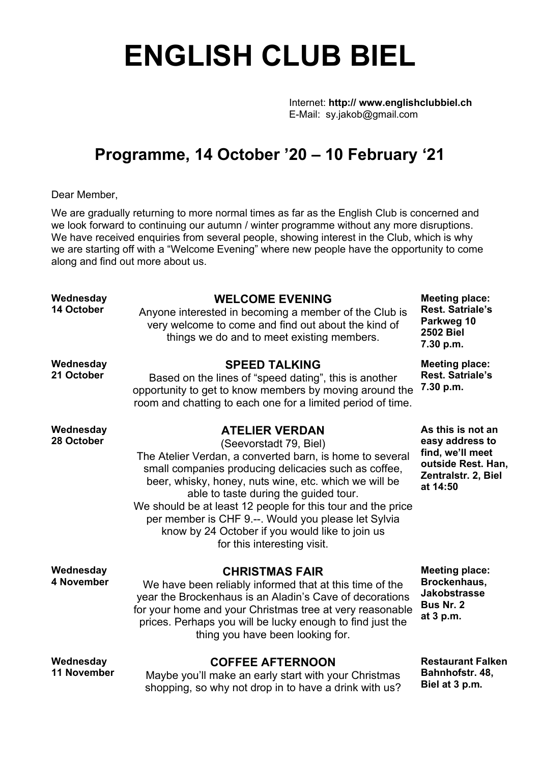# ENGLISH CLUB BIEL

Internet: **http:// www.englishclubbiel.ch**
E-Mail: sy.jakob@gmail.com

## Programme, 14 October '20 – 10 February '21

Dear Member,

We are gradually returning to more normal times as far as the English Club is concerned and we look forward to continuing our autumn / winter programme without any more disruptions. We have received enquiries from several people, showing interest in the Club, which is why we are starting off with a "Welcome Evening" where new people have the opportunity to come along and find out more about us.

| Date | Event | Meeting place |
|---|---|---|
| **Wednesday 14 October** | **WELCOME EVENING**<br>Anyone interested in becoming a member of the Club is very welcome to come and find out about the kind of things we do and to meet existing members. | **Meeting place: Rest. Satriale's Parkweg 10 2502 Biel 7.30 p.m.** |
| **Wednesday 21 October** | **SPEED TALKING**<br>Based on the lines of "speed dating", this is another opportunity to get to know members by moving around the room and chatting to each one for a limited period of time. | **Meeting place: Rest. Satriale's 7.30 p.m.** |
| **Wednesday 28 October** | **ATELIER VERDAN**<br>(Seevorstadt 79, Biel)<br>The Atelier Verdan, a converted barn, is home to several small companies producing delicacies such as coffee, beer, whisky, honey, nuts wine, etc. which we will be able to taste during the guided tour.<br>We should be at least 12 people for this tour and the price per member is CHF 9.--. Would you please let Sylvia know by 24 October if you would like to join us for this interesting visit. | **As this is not an easy address to find, we'll meet outside Rest. Han, Zentralstr. 2, Biel at 14:50** |
| **Wednesday 4 November** | **CHRISTMAS FAIR**<br>We have been reliably informed that at this time of the year the Brockenhaus is an Aladin's Cave of decorations for your home and your Christmas tree at very reasonable prices. Perhaps you will be lucky enough to find just the thing you have been looking for. | **Meeting place: Brockenhaus, Jakobstrasse Bus Nr. 2 at 3 p.m.** |
| **Wednesday 11 November** | **COFFEE AFTERNOON**<br>Maybe you'll make an early start with your Christmas shopping, so why not drop in to have a drink with us? | **Restaurant Falken Bahnhofstr. 48, Biel at 3 p.m.** |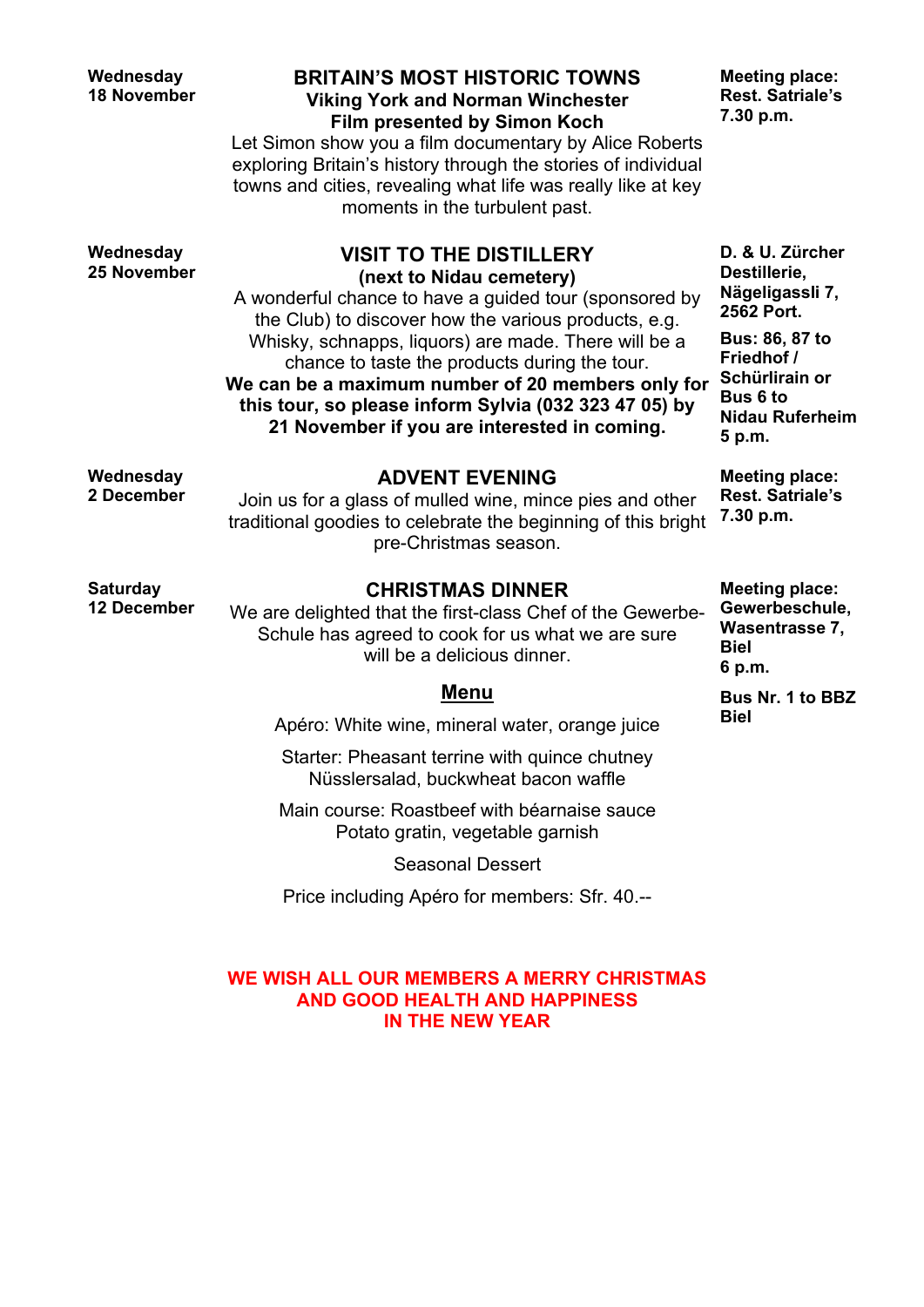**Wednesday 18 November**

## BRITAIN'S MOST HISTORIC TOWNS

**Viking York and Norman Winchester**

**Film presented by Simon Koch**

Let Simon show you a film documentary by Alice Roberts exploring Britain's history through the stories of individual towns and cities, revealing what life was really like at key moments in the turbulent past.

**Meeting place: Rest. Satriale's 7.30 p.m.**

**Wednesday 25 November**

## VISIT TO THE DISTILLERY

**(next to Nidau cemetery)**

A wonderful chance to have a guided tour (sponsored by the Club) to discover how the various products, e.g. Whisky, schnapps, liquors) are made. There will be a chance to taste the products during the tour.

**We can be a maximum number of 20 members only for this tour, so please inform Sylvia (032 323 47 05) by 21 November if you are interested in coming.**

**D. & U. Zürcher Destillerie, Nägeligassli 7, 2562 Port.**

**Bus: 86, 87 to Friedhof / Schürlirain or Bus 6 to Nidau Ruferheim 5 p.m.**

**Wednesday 2 December**

## ADVENT EVENING

Join us for a glass of mulled wine, mince pies and other traditional goodies to celebrate the beginning of this bright pre-Christmas season.

**Meeting place: Rest. Satriale's 7.30 p.m.**

**Saturday 12 December**

## CHRISTMAS DINNER

We are delighted that the first-class Chef of the Gewerbe-Schule has agreed to cook for us what we are sure will be a delicious dinner.

**Meeting place: Gewerbeschule, Wasentrasse 7, Biel 6 p.m.**

**Bus Nr. 1 to BBZ Biel**

**Menu**

Apéro: White wine, mineral water, orange juice

Starter: Pheasant terrine with quince chutney
Nüsslersalad, buckwheat bacon waffle

Main course: Roastbeef with béarnaise sauce
Potato gratin, vegetable garnish

Seasonal Dessert

Price including Apéro for members: Sfr. 40.--

**WE WISH ALL OUR MEMBERS A MERRY CHRISTMAS AND GOOD HEALTH AND HAPPINESS IN THE NEW YEAR**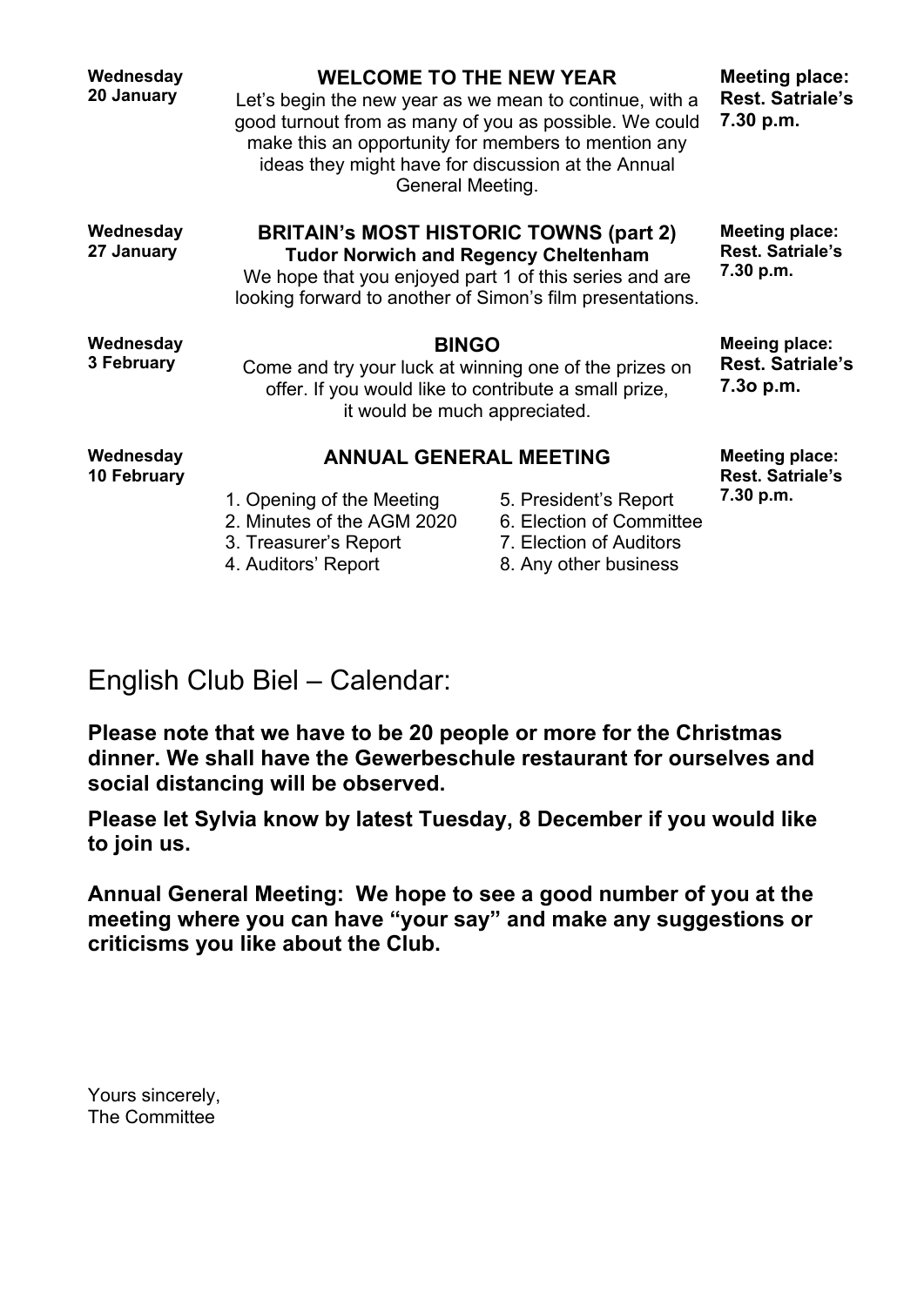| | | |
|---|---|---|
| **Wednesday 20 January** | **WELCOME TO THE NEW YEAR**<br>Let's begin the new year as we mean to continue, with a good turnout from as many of you as possible. We could make this an opportunity for members to mention any ideas they might have for discussion at the Annual General Meeting. | **Meeting place: Rest. Satriale's 7.30 p.m.** |
| **Wednesday 27 January** | **BRITAIN's MOST HISTORIC TOWNS (part 2)**<br>**Tudor Norwich and Regency Cheltenham**<br>We hope that you enjoyed part 1 of this series and are looking forward to another of Simon's film presentations. | **Meeting place: Rest. Satriale's 7.30 p.m.** |
| **Wednesday 3 February** | **BINGO**<br>Come and try your luck at winning one of the prizes on offer. If you would like to contribute a small prize, it would be much appreciated. | **Meeing place: Rest. Satriale's 7.3o p.m.** |
| **Wednesday 10 February** | **ANNUAL GENERAL MEETING**<br>1. Opening of the Meeting<br>2. Minutes of the AGM 2020<br>3. Treasurer's Report<br>4. Auditors' Report<br>5. President's Report<br>6. Election of Committee<br>7. Election of Auditors<br>8. Any other business | **Meeting place: Rest. Satriale's 7.30 p.m.** |

# English Club Biel – Calendar:

**Please note that we have to be 20 people or more for the Christmas dinner. We shall have the Gewerbeschule restaurant for ourselves and social distancing will be observed.**

**Please let Sylvia know by latest Tuesday, 8 December if you would like to join us.**

**Annual General Meeting: We hope to see a good number of you at the meeting where you can have "your say" and make any suggestions or criticisms you like about the Club.**

Yours sincerely,
The Committee